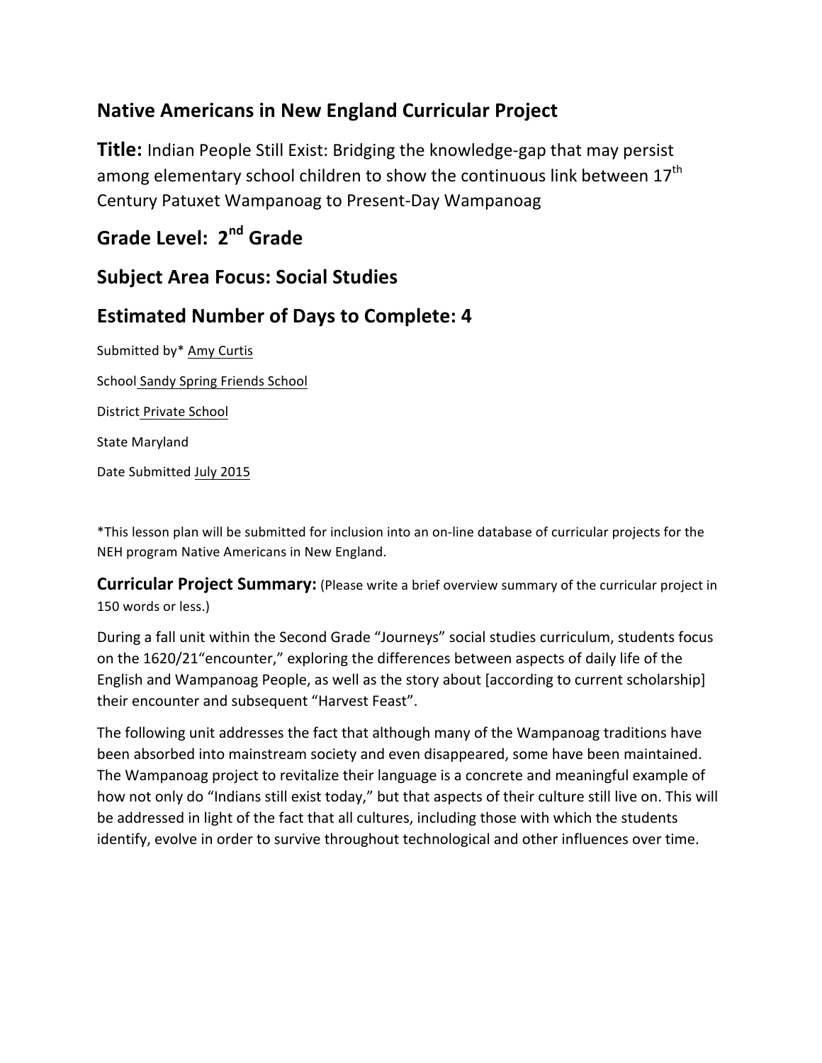## Native Americans in New England Curricular Project

**Title:** Indian People Still Exist: Bridging the knowledge-gap that may persist among elementary school children to show the continuous link between 17th Century Patuxet Wampanoag to Present-Day Wampanoag

## Grade Level: 2nd Grade

## Subject Area Focus: Social Studies

## Estimated Number of Days to Complete: 4

Submitted by* Amy Curtis

School Sandy Spring Friends School

District Private School

State Maryland

Date Submitted July 2015

*This lesson plan will be submitted for inclusion into an on-line database of curricular projects for the NEH program Native Americans in New England.

**Curricular Project Summary:** (Please write a brief overview summary of the curricular project in 150 words or less.)

During a fall unit within the Second Grade "Journeys" social studies curriculum, students focus on the 1620/21"encounter," exploring the differences between aspects of daily life of the English and Wampanoag People, as well as the story about [according to current scholarship] their encounter and subsequent "Harvest Feast".

The following unit addresses the fact that although many of the Wampanoag traditions have been absorbed into mainstream society and even disappeared, some have been maintained. The Wampanoag project to revitalize their language is a concrete and meaningful example of how not only do "Indians still exist today," but that aspects of their culture still live on. This will be addressed in light of the fact that all cultures, including those with which the students identify, evolve in order to survive throughout technological and other influences over time.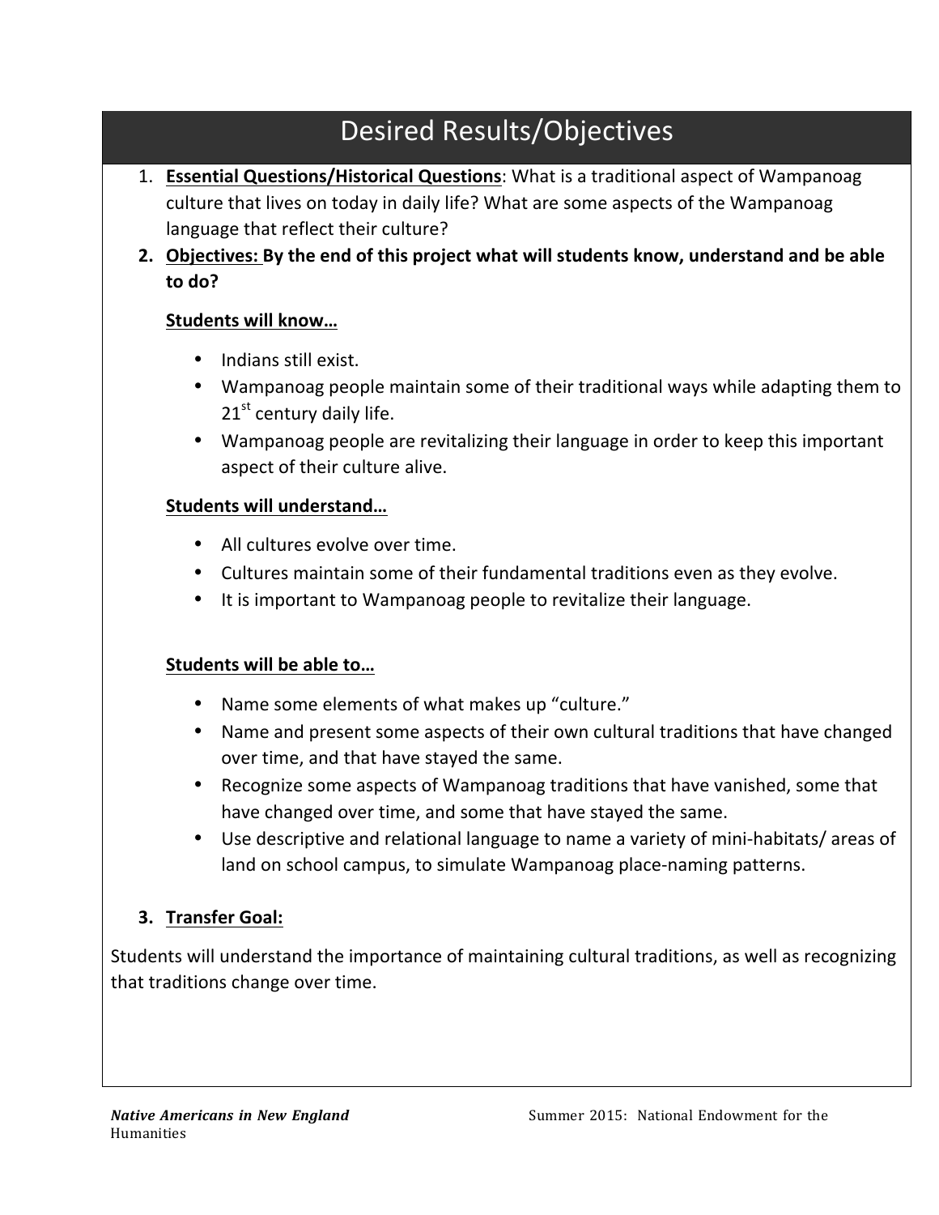# Desired Results/Objectives

1. **Essential Questions/Historical Questions**: What is a traditional aspect of Wampanoag culture that lives on today in daily life? What are some aspects of the Wampanoag language that reflect their culture?
2. **Objectives: By the end of this project what will students know, understand and be able to do?**

   **Students will know…**

   - Indians still exist.
   - Wampanoag people maintain some of their traditional ways while adapting them to 21st century daily life.
   - Wampanoag people are revitalizing their language in order to keep this important aspect of their culture alive.

   **Students will understand…**

   - All cultures evolve over time.
   - Cultures maintain some of their fundamental traditions even as they evolve.
   - It is important to Wampanoag people to revitalize their language.

   **Students will be able to…**

   - Name some elements of what makes up "culture."
   - Name and present some aspects of their own cultural traditions that have changed over time, and that have stayed the same.
   - Recognize some aspects of Wampanoag traditions that have vanished, some that have changed over time, and some that have stayed the same.
   - Use descriptive and relational language to name a variety of mini-habitats/ areas of land on school campus, to simulate Wampanoag place-naming patterns.

3. **Transfer Goal:**

Students will understand the importance of maintaining cultural traditions, as well as recognizing that traditions change over time.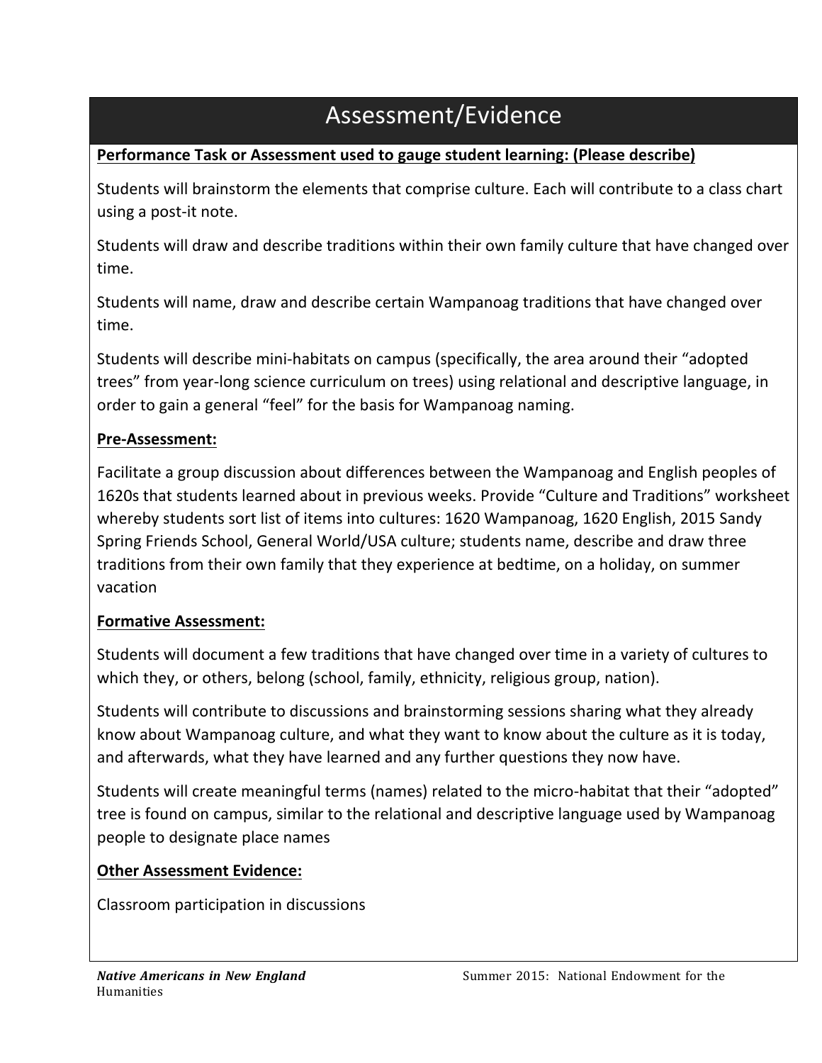# Assessment/Evidence

**Performance Task or Assessment used to gauge student learning: (Please describe)**

Students will brainstorm the elements that comprise culture. Each will contribute to a class chart using a post-it note.

Students will draw and describe traditions within their own family culture that have changed over time.

Students will name, draw and describe certain Wampanoag traditions that have changed over time.

Students will describe mini-habitats on campus (specifically, the area around their "adopted trees" from year-long science curriculum on trees) using relational and descriptive language, in order to gain a general "feel" for the basis for Wampanoag naming.

**Pre-Assessment:**

Facilitate a group discussion about differences between the Wampanoag and English peoples of 1620s that students learned about in previous weeks. Provide "Culture and Traditions" worksheet whereby students sort list of items into cultures: 1620 Wampanoag, 1620 English, 2015 Sandy Spring Friends School, General World/USA culture; students name, describe and draw three traditions from their own family that they experience at bedtime, on a holiday, on summer vacation

**Formative Assessment:**

Students will document a few traditions that have changed over time in a variety of cultures to which they, or others, belong (school, family, ethnicity, religious group, nation).

Students will contribute to discussions and brainstorming sessions sharing what they already know about Wampanoag culture, and what they want to know about the culture as it is today, and afterwards, what they have learned and any further questions they now have.

Students will create meaningful terms (names) related to the micro-habitat that their "adopted" tree is found on campus, similar to the relational and descriptive language used by Wampanoag people to designate place names

**Other Assessment Evidence:**

Classroom participation in discussions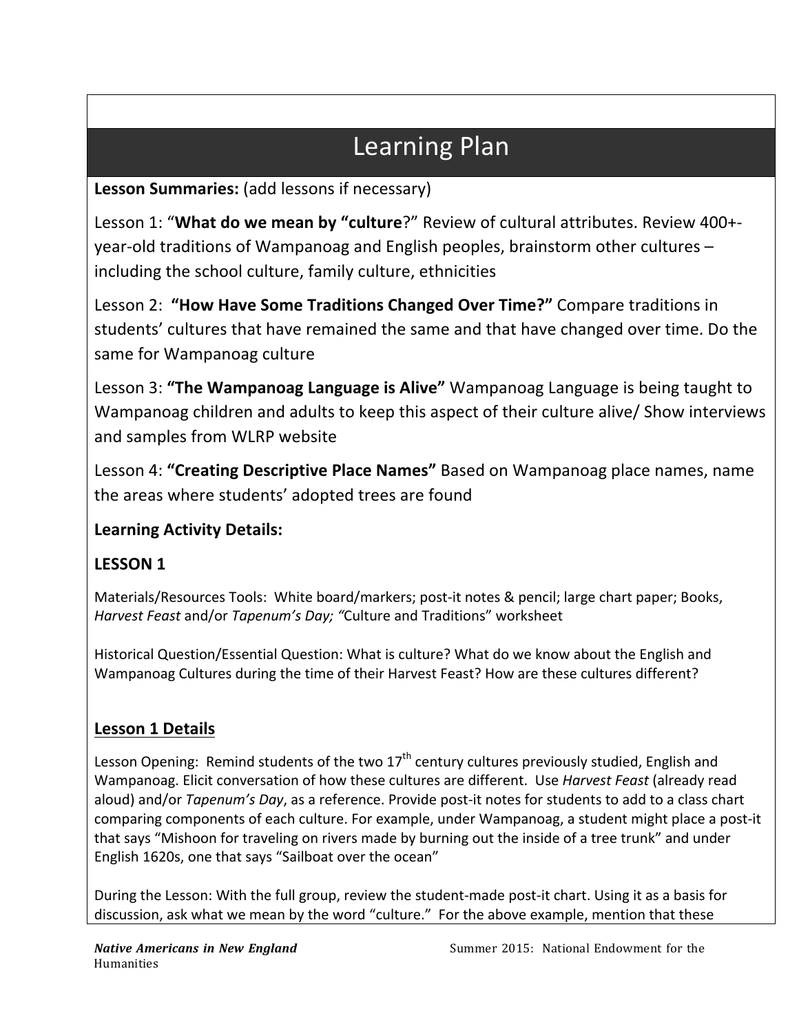# Learning Plan

**Lesson Summaries:** (add lessons if necessary)

Lesson 1: "**What do we mean by "culture**?" Review of cultural attributes. Review 400+-year-old traditions of Wampanoag and English peoples, brainstorm other cultures – including the school culture, family culture, ethnicities

Lesson 2: **"How Have Some Traditions Changed Over Time?"** Compare traditions in students' cultures that have remained the same and that have changed over time. Do the same for Wampanoag culture

Lesson 3: **"The Wampanoag Language is Alive"** Wampanoag Language is being taught to Wampanoag children and adults to keep this aspect of their culture alive/ Show interviews and samples from WLRP website

Lesson 4: **"Creating Descriptive Place Names"** Based on Wampanoag place names, name the areas where students' adopted trees are found

**Learning Activity Details:**

**LESSON 1**

Materials/Resources Tools: White board/markers; post-it notes & pencil; large chart paper; Books, *Harvest Feast* and/or *Tapenum's Day; "*Culture and Traditions" worksheet

Historical Question/Essential Question: What is culture? What do we know about the English and Wampanoag Cultures during the time of their Harvest Feast? How are these cultures different?

**Lesson 1 Details**

Lesson Opening: Remind students of the two 17th century cultures previously studied, English and Wampanoag. Elicit conversation of how these cultures are different. Use *Harvest Feast* (already read aloud) and/or *Tapenum's Day*, as a reference. Provide post-it notes for students to add to a class chart comparing components of each culture. For example, under Wampanoag, a student might place a post-it that says "Mishoon for traveling on rivers made by burning out the inside of a tree trunk" and under English 1620s, one that says "Sailboat over the ocean"

During the Lesson: With the full group, review the student-made post-it chart. Using it as a basis for discussion, ask what we mean by the word "culture." For the above example, mention that these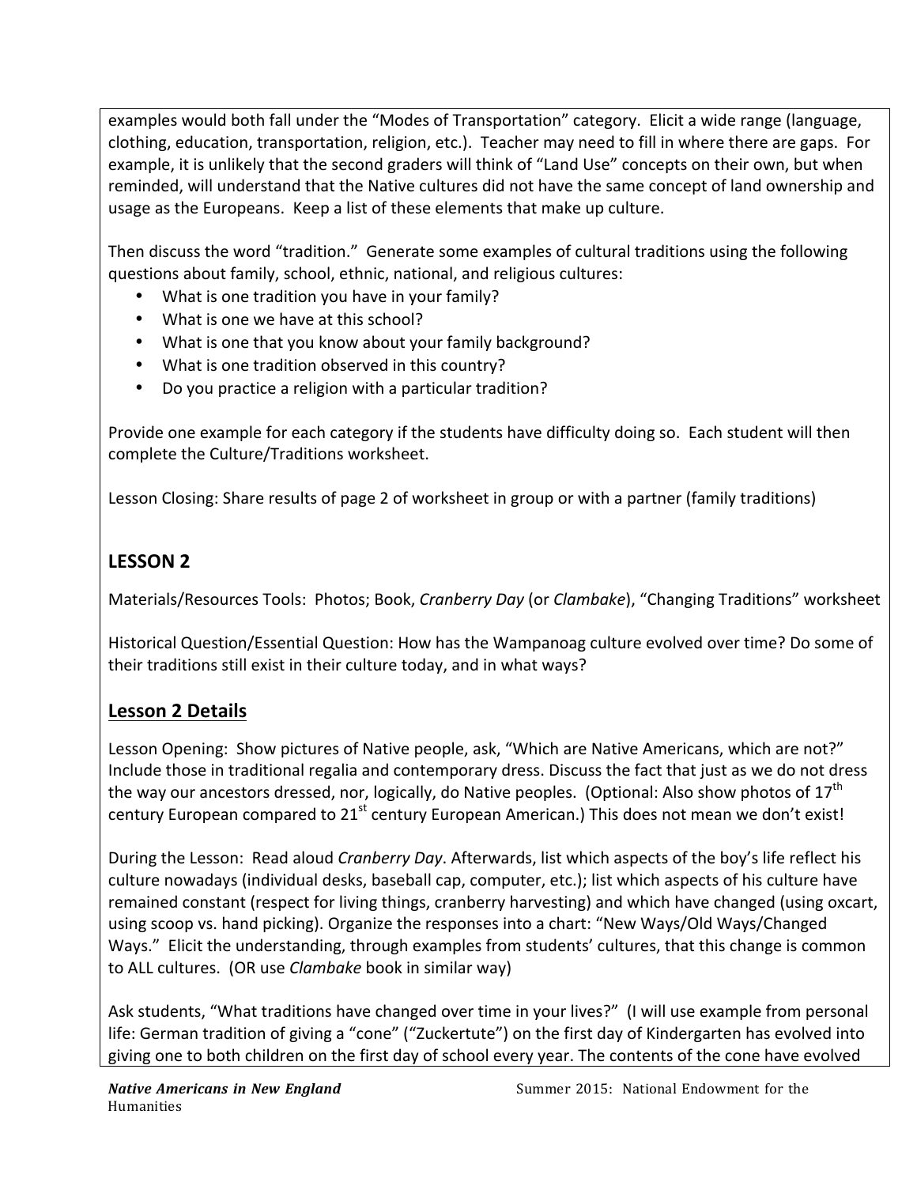examples would both fall under the "Modes of Transportation" category. Elicit a wide range (language, clothing, education, transportation, religion, etc.). Teacher may need to fill in where there are gaps. For example, it is unlikely that the second graders will think of "Land Use" concepts on their own, but when reminded, will understand that the Native cultures did not have the same concept of land ownership and usage as the Europeans. Keep a list of these elements that make up culture.

Then discuss the word "tradition." Generate some examples of cultural traditions using the following questions about family, school, ethnic, national, and religious cultures:

- What is one tradition you have in your family?
- What is one we have at this school?
- What is one that you know about your family background?
- What is one tradition observed in this country?
- Do you practice a religion with a particular tradition?

Provide one example for each category if the students have difficulty doing so. Each student will then complete the Culture/Traditions worksheet.

Lesson Closing: Share results of page 2 of worksheet in group or with a partner (family traditions)

## LESSON 2

Materials/Resources Tools: Photos; Book, *Cranberry Day* (or *Clambake*), "Changing Traditions" worksheet

Historical Question/Essential Question: How has the Wampanoag culture evolved over time? Do some of their traditions still exist in their culture today, and in what ways?

## Lesson 2 Details

Lesson Opening: Show pictures of Native people, ask, "Which are Native Americans, which are not?" Include those in traditional regalia and contemporary dress. Discuss the fact that just as we do not dress the way our ancestors dressed, nor, logically, do Native peoples. (Optional: Also show photos of 17th century European compared to 21st century European American.) This does not mean we don't exist!

During the Lesson: Read aloud *Cranberry Day*. Afterwards, list which aspects of the boy's life reflect his culture nowadays (individual desks, baseball cap, computer, etc.); list which aspects of his culture have remained constant (respect for living things, cranberry harvesting) and which have changed (using oxcart, using scoop vs. hand picking). Organize the responses into a chart: "New Ways/Old Ways/Changed Ways." Elicit the understanding, through examples from students' cultures, that this change is common to ALL cultures. (OR use *Clambake* book in similar way)

Ask students, "What traditions have changed over time in your lives?" (I will use example from personal life: German tradition of giving a "cone" ("Zuckertute") on the first day of Kindergarten has evolved into giving one to both children on the first day of school every year. The contents of the cone have evolved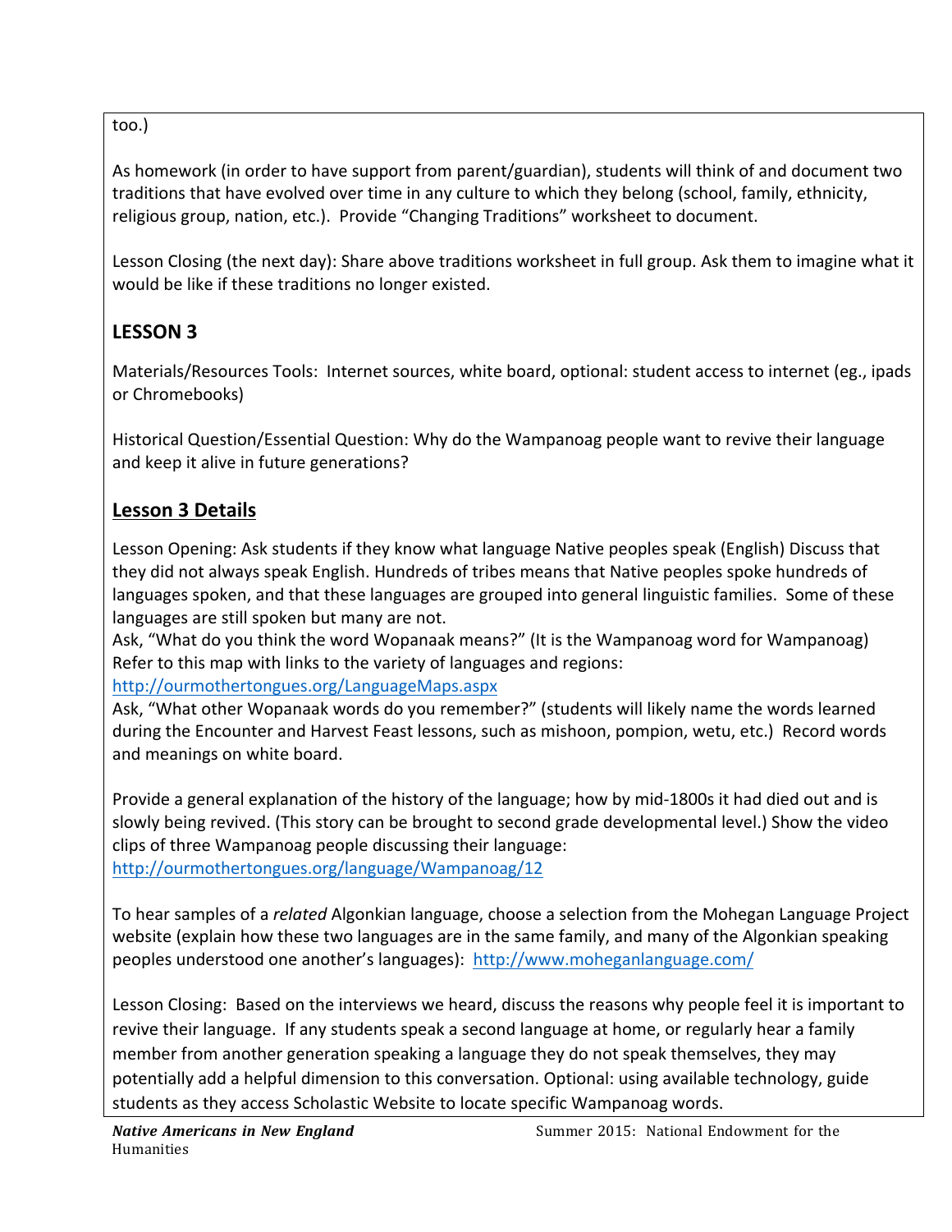too.)

As homework (in order to have support from parent/guardian), students will think of and document two traditions that have evolved over time in any culture to which they belong (school, family, ethnicity, religious group, nation, etc.). Provide "Changing Traditions" worksheet to document.

Lesson Closing (the next day): Share above traditions worksheet in full group. Ask them to imagine what it would be like if these traditions no longer existed.

## LESSON 3

Materials/Resources Tools: Internet sources, white board, optional: student access to internet (eg., ipads or Chromebooks)

Historical Question/Essential Question: Why do the Wampanoag people want to revive their language and keep it alive in future generations?

## Lesson 3 Details

Lesson Opening: Ask students if they know what language Native peoples speak (English) Discuss that they did not always speak English. Hundreds of tribes means that Native peoples spoke hundreds of languages spoken, and that these languages are grouped into general linguistic families. Some of these languages are still spoken but many are not.
Ask, "What do you think the word Wopanaak means?" (It is the Wampanoag word for Wampanoag) Refer to this map with links to the variety of languages and regions:
http://ourmothertongues.org/LanguageMaps.aspx
Ask, "What other Wopanaak words do you remember?" (students will likely name the words learned during the Encounter and Harvest Feast lessons, such as mishoon, pompion, wetu, etc.) Record words and meanings on white board.

Provide a general explanation of the history of the language; how by mid-1800s it had died out and is slowly being revived. (This story can be brought to second grade developmental level.) Show the video clips of three Wampanoag people discussing their language:
http://ourmothertongues.org/language/Wampanoag/12

To hear samples of a *related* Algonkian language, choose a selection from the Mohegan Language Project website (explain how these two languages are in the same family, and many of the Algonkian speaking peoples understood one another's languages): http://www.moheganlanguage.com/

Lesson Closing: Based on the interviews we heard, discuss the reasons why people feel it is important to revive their language. If any students speak a second language at home, or regularly hear a family member from another generation speaking a language they do not speak themselves, they may potentially add a helpful dimension to this conversation. Optional: using available technology, guide students as they access Scholastic Website to locate specific Wampanoag words.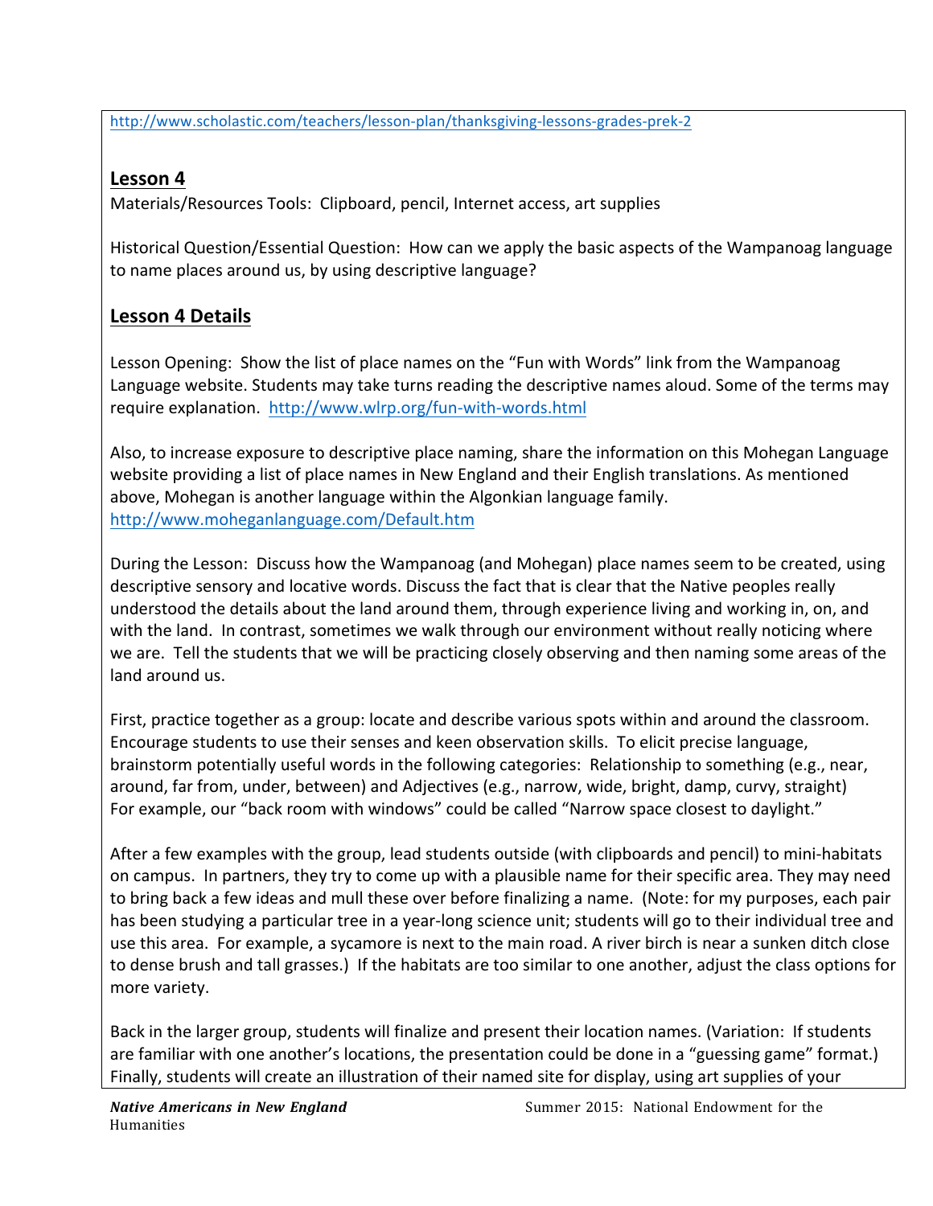http://www.scholastic.com/teachers/lesson-plan/thanksgiving-lessons-grades-prek-2

## Lesson 4

Materials/Resources Tools: Clipboard, pencil, Internet access, art supplies

Historical Question/Essential Question: How can we apply the basic aspects of the Wampanoag language to name places around us, by using descriptive language?

## Lesson 4 Details

Lesson Opening: Show the list of place names on the "Fun with Words" link from the Wampanoag Language website. Students may take turns reading the descriptive names aloud. Some of the terms may require explanation. http://www.wlrp.org/fun-with-words.html

Also, to increase exposure to descriptive place naming, share the information on this Mohegan Language website providing a list of place names in New England and their English translations. As mentioned above, Mohegan is another language within the Algonkian language family. http://www.moheganlanguage.com/Default.htm

During the Lesson: Discuss how the Wampanoag (and Mohegan) place names seem to be created, using descriptive sensory and locative words. Discuss the fact that is clear that the Native peoples really understood the details about the land around them, through experience living and working in, on, and with the land. In contrast, sometimes we walk through our environment without really noticing where we are. Tell the students that we will be practicing closely observing and then naming some areas of the land around us.

First, practice together as a group: locate and describe various spots within and around the classroom. Encourage students to use their senses and keen observation skills. To elicit precise language, brainstorm potentially useful words in the following categories: Relationship to something (e.g., near, around, far from, under, between) and Adjectives (e.g., narrow, wide, bright, damp, curvy, straight) For example, our "back room with windows" could be called "Narrow space closest to daylight."

After a few examples with the group, lead students outside (with clipboards and pencil) to mini-habitats on campus. In partners, they try to come up with a plausible name for their specific area. They may need to bring back a few ideas and mull these over before finalizing a name. (Note: for my purposes, each pair has been studying a particular tree in a year-long science unit; students will go to their individual tree and use this area. For example, a sycamore is next to the main road. A river birch is near a sunken ditch close to dense brush and tall grasses.) If the habitats are too similar to one another, adjust the class options for more variety.

Back in the larger group, students will finalize and present their location names. (Variation: If students are familiar with one another's locations, the presentation could be done in a "guessing game" format.) Finally, students will create an illustration of their named site for display, using art supplies of your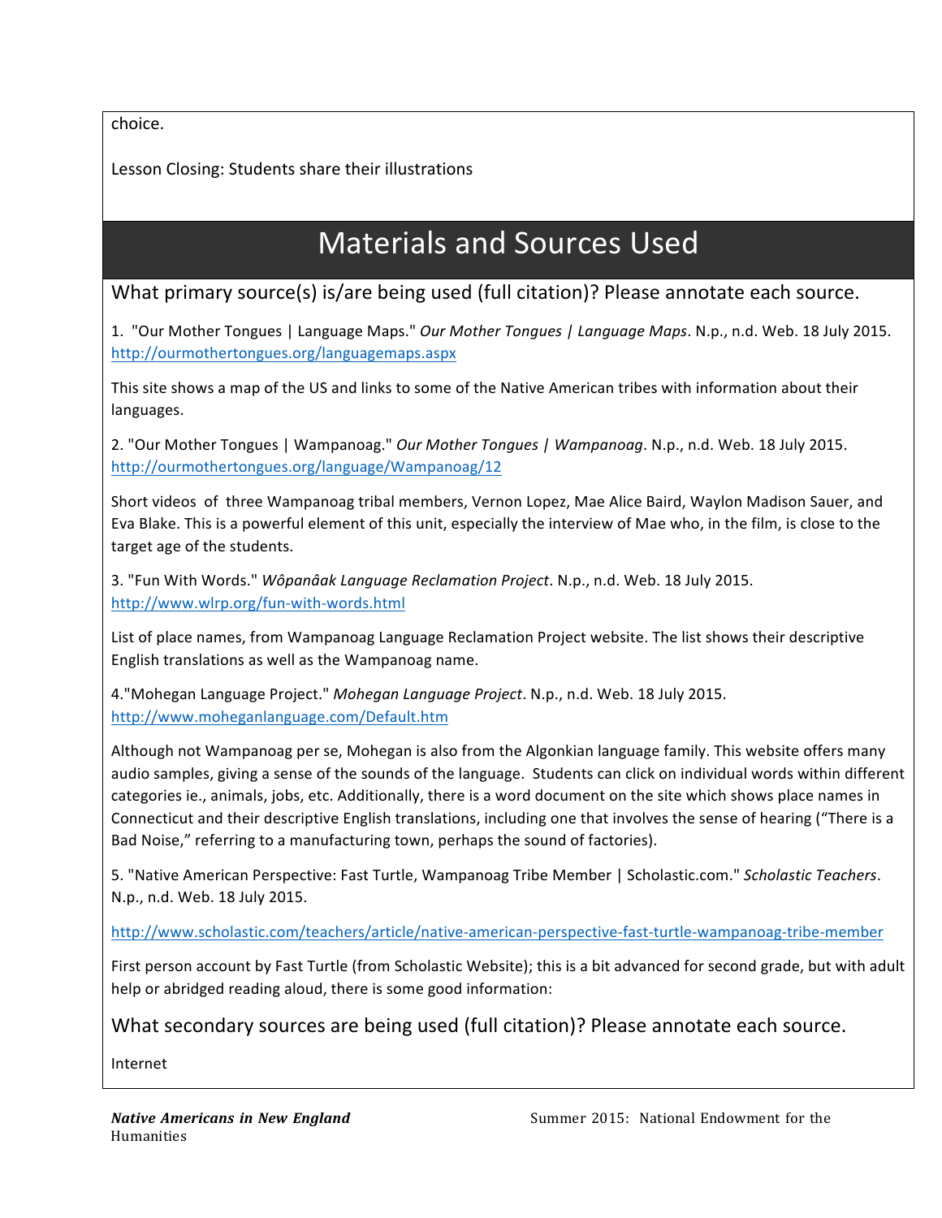choice.

Lesson Closing: Students share their illustrations

# Materials and Sources Used

## What primary source(s) is/are being used (full citation)? Please annotate each source.

1. "Our Mother Tongues | Language Maps." *Our Mother Tongues | Language Maps*. N.p., n.d. Web. 18 July 2015. http://ourmothertongues.org/languagemaps.aspx

This site shows a map of the US and links to some of the Native American tribes with information about their languages.

2. "Our Mother Tongues | Wampanoag." *Our Mother Tongues | Wampanoag*. N.p., n.d. Web. 18 July 2015. http://ourmothertongues.org/language/Wampanoag/12

Short videos of three Wampanoag tribal members, Vernon Lopez, Mae Alice Baird, Waylon Madison Sauer, and Eva Blake. This is a powerful element of this unit, especially the interview of Mae who, in the film, is close to the target age of the students.

3. "Fun With Words." *Wôpanâak Language Reclamation Project*. N.p., n.d. Web. 18 July 2015. http://www.wlrp.org/fun-with-words.html

List of place names, from Wampanoag Language Reclamation Project website. The list shows their descriptive English translations as well as the Wampanoag name.

4."Mohegan Language Project." *Mohegan Language Project*. N.p., n.d. Web. 18 July 2015. http://www.moheganlanguage.com/Default.htm

Although not Wampanoag per se, Mohegan is also from the Algonkian language family. This website offers many audio samples, giving a sense of the sounds of the language. Students can click on individual words within different categories ie., animals, jobs, etc. Additionally, there is a word document on the site which shows place names in Connecticut and their descriptive English translations, including one that involves the sense of hearing ("There is a Bad Noise," referring to a manufacturing town, perhaps the sound of factories).

5. "Native American Perspective: Fast Turtle, Wampanoag Tribe Member | Scholastic.com." *Scholastic Teachers*. N.p., n.d. Web. 18 July 2015.

http://www.scholastic.com/teachers/article/native-american-perspective-fast-turtle-wampanoag-tribe-member

First person account by Fast Turtle (from Scholastic Website); this is a bit advanced for second grade, but with adult help or abridged reading aloud, there is some good information:

## What secondary sources are being used (full citation)? Please annotate each source.

Internet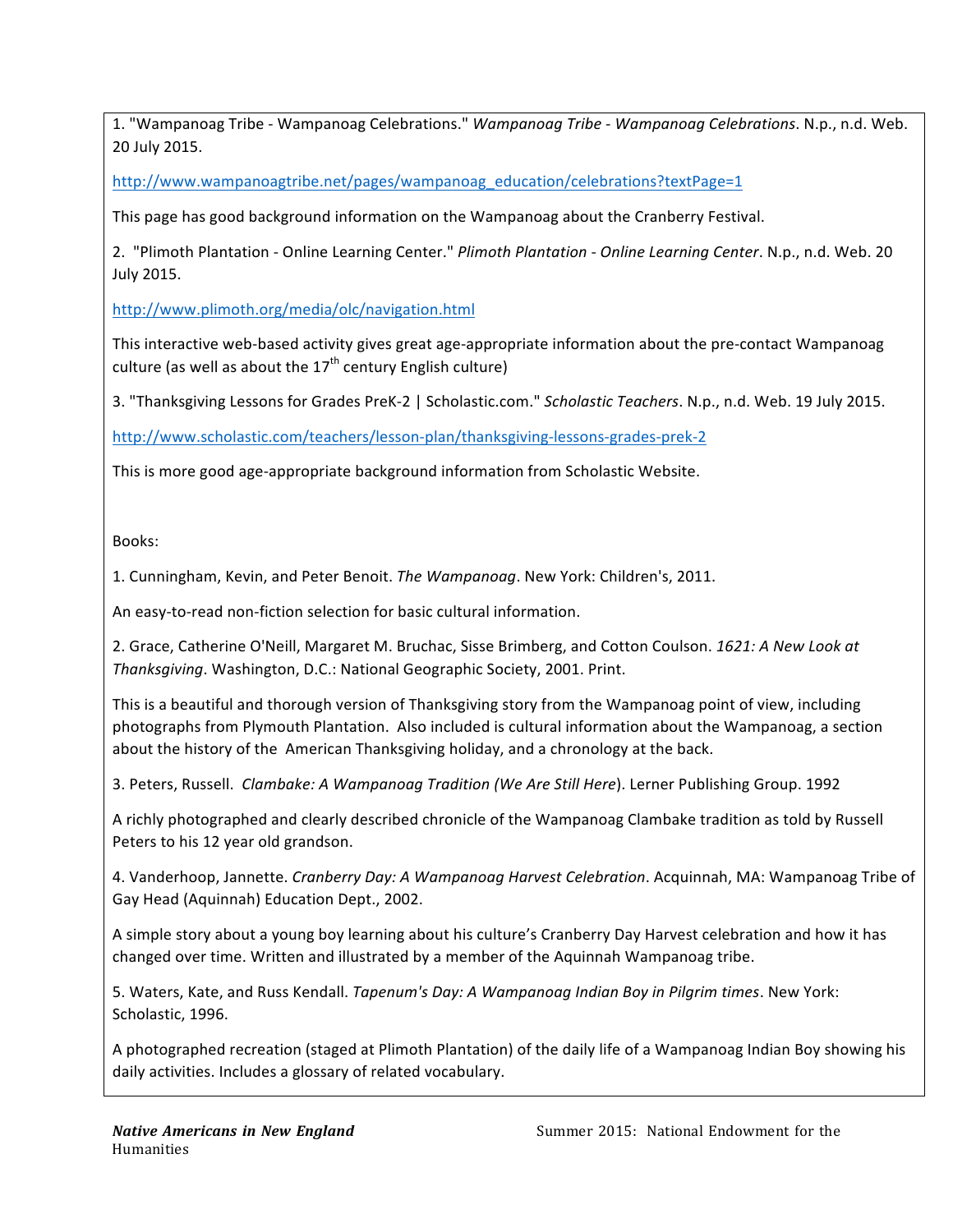1. "Wampanoag Tribe - Wampanoag Celebrations." *Wampanoag Tribe - Wampanoag Celebrations*. N.p., n.d. Web. 20 July 2015.

http://www.wampanoagtribe.net/pages/wampanoag_education/celebrations?textPage=1

This page has good background information on the Wampanoag about the Cranberry Festival.

2. "Plimoth Plantation - Online Learning Center." *Plimoth Plantation - Online Learning Center*. N.p., n.d. Web. 20 July 2015.

http://www.plimoth.org/media/olc/navigation.html

This interactive web-based activity gives great age-appropriate information about the pre-contact Wampanoag culture (as well as about the 17th century English culture)

3. "Thanksgiving Lessons for Grades PreK-2 | Scholastic.com." *Scholastic Teachers*. N.p., n.d. Web. 19 July 2015.

http://www.scholastic.com/teachers/lesson-plan/thanksgiving-lessons-grades-prek-2

This is more good age-appropriate background information from Scholastic Website.

Books:

1. Cunningham, Kevin, and Peter Benoit. *The Wampanoag*. New York: Children's, 2011.

An easy-to-read non-fiction selection for basic cultural information.

2. Grace, Catherine O'Neill, Margaret M. Bruchac, Sisse Brimberg, and Cotton Coulson. *1621: A New Look at Thanksgiving*. Washington, D.C.: National Geographic Society, 2001. Print.

This is a beautiful and thorough version of Thanksgiving story from the Wampanoag point of view, including photographs from Plymouth Plantation. Also included is cultural information about the Wampanoag, a section about the history of the American Thanksgiving holiday, and a chronology at the back.

3. Peters, Russell. *Clambake: A Wampanoag Tradition (We Are Still Here)*. Lerner Publishing Group. 1992

A richly photographed and clearly described chronicle of the Wampanoag Clambake tradition as told by Russell Peters to his 12 year old grandson.

4. Vanderhoop, Jannette. *Cranberry Day: A Wampanoag Harvest Celebration*. Acquinnah, MA: Wampanoag Tribe of Gay Head (Aquinnah) Education Dept., 2002.

A simple story about a young boy learning about his culture's Cranberry Day Harvest celebration and how it has changed over time. Written and illustrated by a member of the Aquinnah Wampanoag tribe.

5. Waters, Kate, and Russ Kendall. *Tapenum's Day: A Wampanoag Indian Boy in Pilgrim times*. New York: Scholastic, 1996.

A photographed recreation (staged at Plimoth Plantation) of the daily life of a Wampanoag Indian Boy showing his daily activities. Includes a glossary of related vocabulary.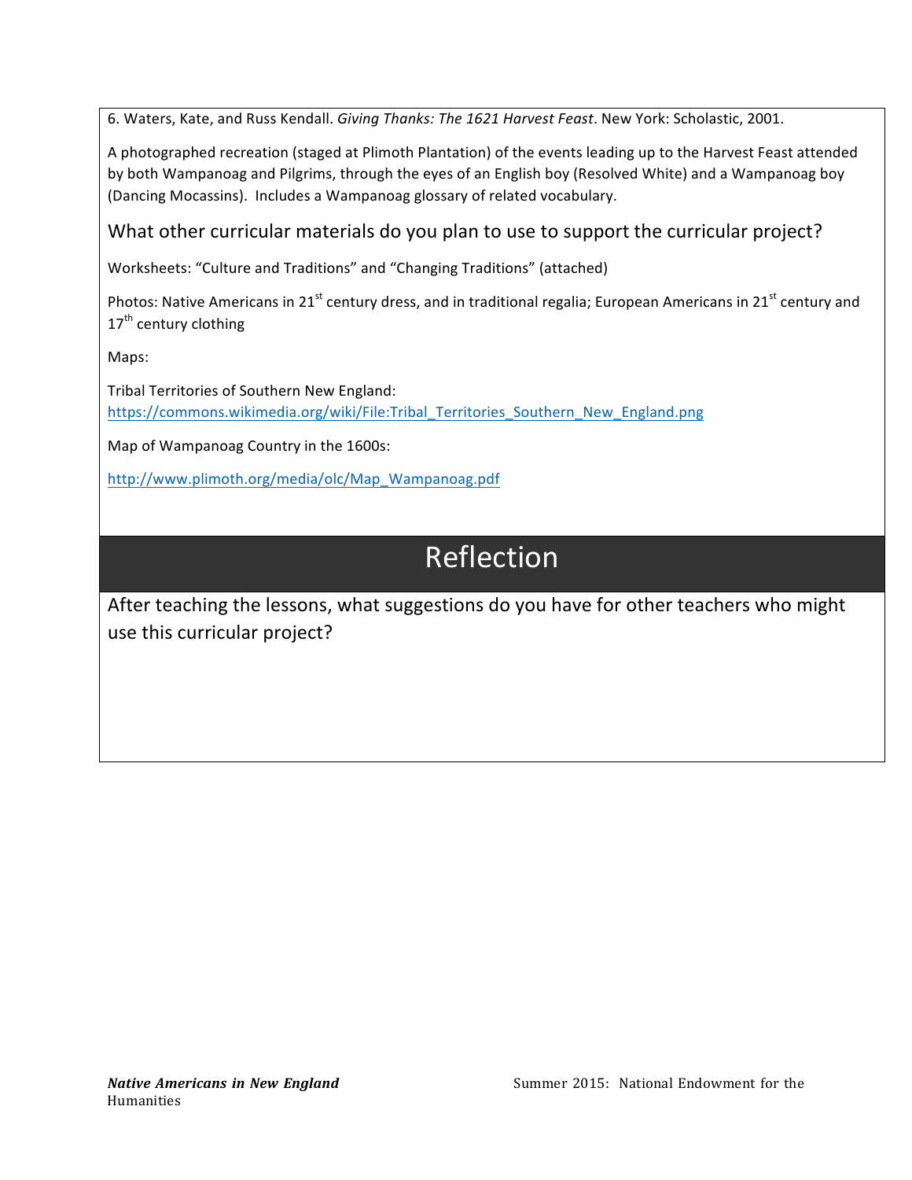6. Waters, Kate, and Russ Kendall. *Giving Thanks: The 1621 Harvest Feast*. New York: Scholastic, 2001.

A photographed recreation (staged at Plimoth Plantation) of the events leading up to the Harvest Feast attended by both Wampanoag and Pilgrims, through the eyes of an English boy (Resolved White) and a Wampanoag boy (Dancing Mocassins). Includes a Wampanoag glossary of related vocabulary.

### What other curricular materials do you plan to use to support the curricular project?

Worksheets: "Culture and Traditions" and "Changing Traditions" (attached)

Photos: Native Americans in 21st century dress, and in traditional regalia; European Americans in 21st century and 17th century clothing

Maps:

Tribal Territories of Southern New England:
https://commons.wikimedia.org/wiki/File:Tribal_Territories_Southern_New_England.png

Map of Wampanoag Country in the 1600s:

http://www.plimoth.org/media/olc/Map_Wampanoag.pdf

## Reflection

### After teaching the lessons, what suggestions do you have for other teachers who might use this curricular project?